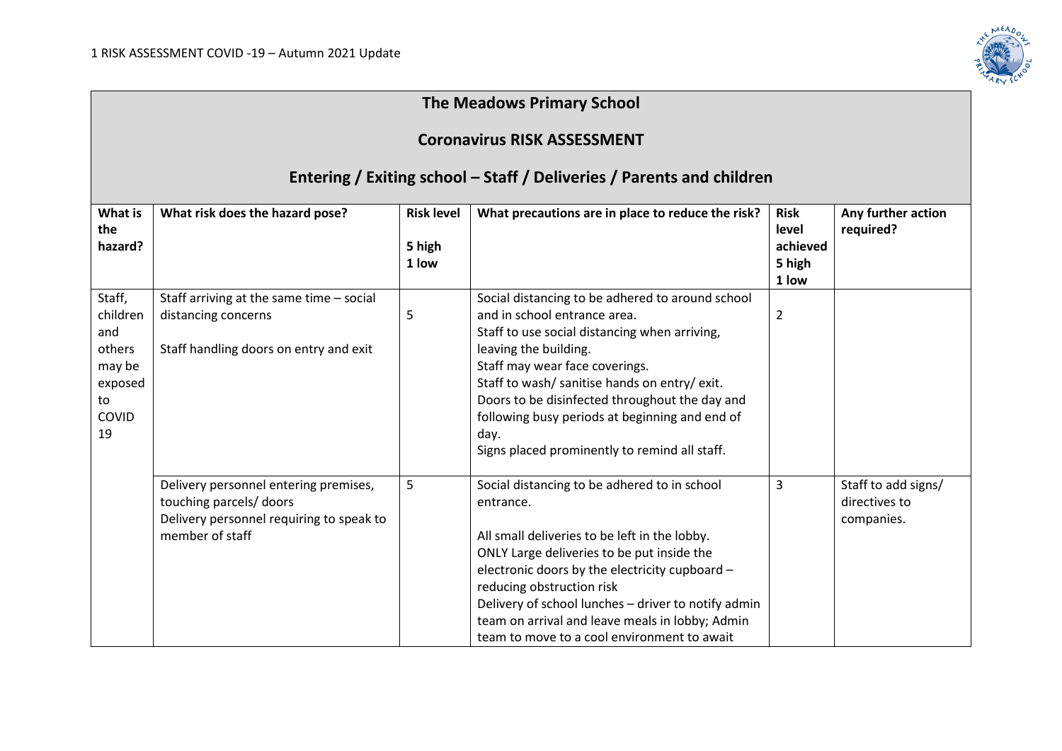# The Meadows Primary School

## Coronavirus RISK ASSESSMENT

### Entering / Exiting school – Staff / Deliveries / Parents and children

| What is the hazard? | What risk does the hazard pose? | Risk level<br>5 high<br>1 low | What precautions are in place to reduce the risk? | Risk level achieved<br>5 high<br>1 low | Any further action required? |
|---|---|---|---|---|---|
| Staff, children and others may be exposed to COVID 19 | Staff arriving at the same time – social distancing concerns<br><br>Staff handling doors on entry and exit | 5 | Social distancing to be adhered to around school and in school entrance area.<br>Staff to use social distancing when arriving, leaving the building.<br>Staff may wear face coverings.<br>Staff to wash/ sanitise hands on entry/ exit.<br>Doors to be disinfected throughout the day and following busy periods at beginning and end of day.<br>Signs placed prominently to remind all staff. | 2 | |
| | Delivery personnel entering premises, touching parcels/ doors<br>Delivery personnel requiring to speak to member of staff | 5 | Social distancing to be adhered to in school entrance.<br><br>All small deliveries to be left in the lobby.<br>ONLY Large deliveries to be put inside the electronic doors by the electricity cupboard – reducing obstruction risk<br>Delivery of school lunches – driver to notify admin team on arrival and leave meals in lobby; Admin team to move to a cool environment to await | 3 | Staff to add signs/ directives to companies. |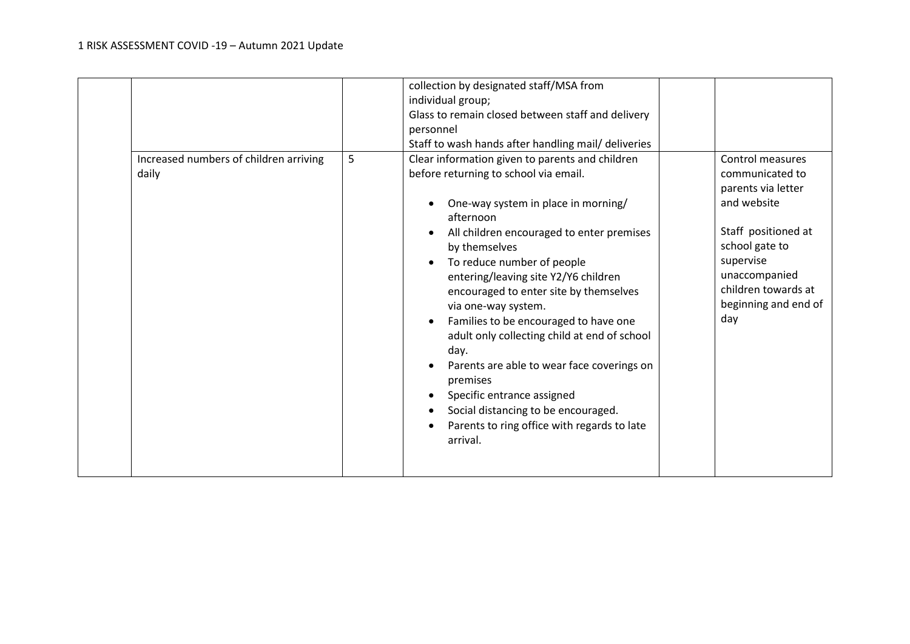| | | | | | |
|---|---|---|---|---|---|
| | | | collection by designated staff/MSA from individual group;<br>Glass to remain closed between staff and delivery personnel<br>Staff to wash hands after handling mail/ deliveries | | |
| | Increased numbers of children arriving daily | 5 | Clear information given to parents and children before returning to school via email.<br><br>• One-way system in place in morning/ afternoon<br>• All children encouraged to enter premises by themselves<br>• To reduce number of people entering/leaving site Y2/Y6 children encouraged to enter site by themselves via one-way system.<br>• Families to be encouraged to have one adult only collecting child at end of school day.<br>• Parents are able to wear face coverings on premises<br>• Specific entrance assigned<br>• Social distancing to be encouraged.<br>• Parents to ring office with regards to late arrival. | | Control measures communicated to parents via letter and website<br><br>Staff positioned at school gate to supervise unaccompanied children towards at beginning and end of day |